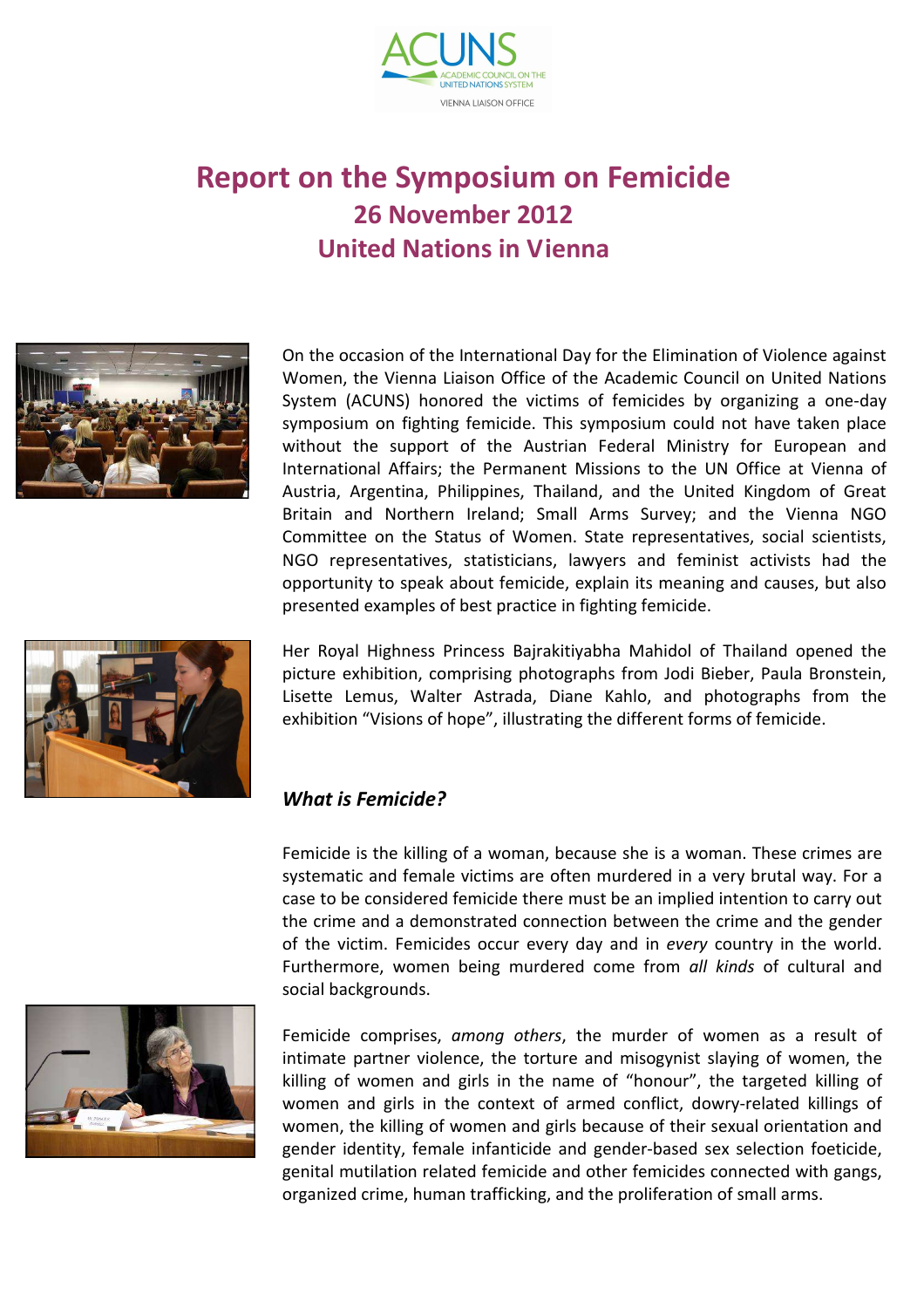# Report on the Symposium on Femicide

## 26 November 2012

## United Nations in Vienna

On the occasion of the International Day for the Elimination of Violence against Women, the Vienna Liaison Office of the Academic Council on United Nations System (ACUNS) honored the victims of femicides by organizing a one-day symposium on fighting femicide. This symposium could not have taken place without the support of the Austrian Federal Ministry for European and International Affairs; the Permanent Missions to the UN Office at Vienna of Austria, Argentina, Philippines, Thailand, and the United Kingdom of Great Britain and Northern Ireland; Small Arms Survey; and the Vienna NGO Committee on the Status of Women. State representatives, social scientists, NGO representatives, statisticians, lawyers and feminist activists had the opportunity to speak about femicide, explain its meaning and causes, but also presented examples of best practice in fighting femicide.

Her Royal Highness Princess Bajrakitiyabha Mahidol of Thailand opened the picture exhibition, comprising photographs from Jodi Bieber, Paula Bronstein, Lisette Lemus, Walter Astrada, Diane Kahlo, and photographs from the exhibition "Visions of hope", illustrating the different forms of femicide.

### *What is Femicide?*

Femicide is the killing of a woman, because she is a woman. These crimes are systematic and female victims are often murdered in a very brutal way. For a case to be considered femicide there must be an implied intention to carry out the crime and a demonstrated connection between the crime and the gender of the victim. Femicides occur every day and in *every* country in the world. Furthermore, women being murdered come from *all kinds* of cultural and social backgrounds.

Femicide comprises, *among others*, the murder of women as a result of intimate partner violence, the torture and misogynist slaying of women, the killing of women and girls in the name of "honour", the targeted killing of women and girls in the context of armed conflict, dowry-related killings of women, the killing of women and girls because of their sexual orientation and gender identity, female infanticide and gender-based sex selection foeticide, genital mutilation related femicide and other femicides connected with gangs, organized crime, human trafficking, and the proliferation of small arms.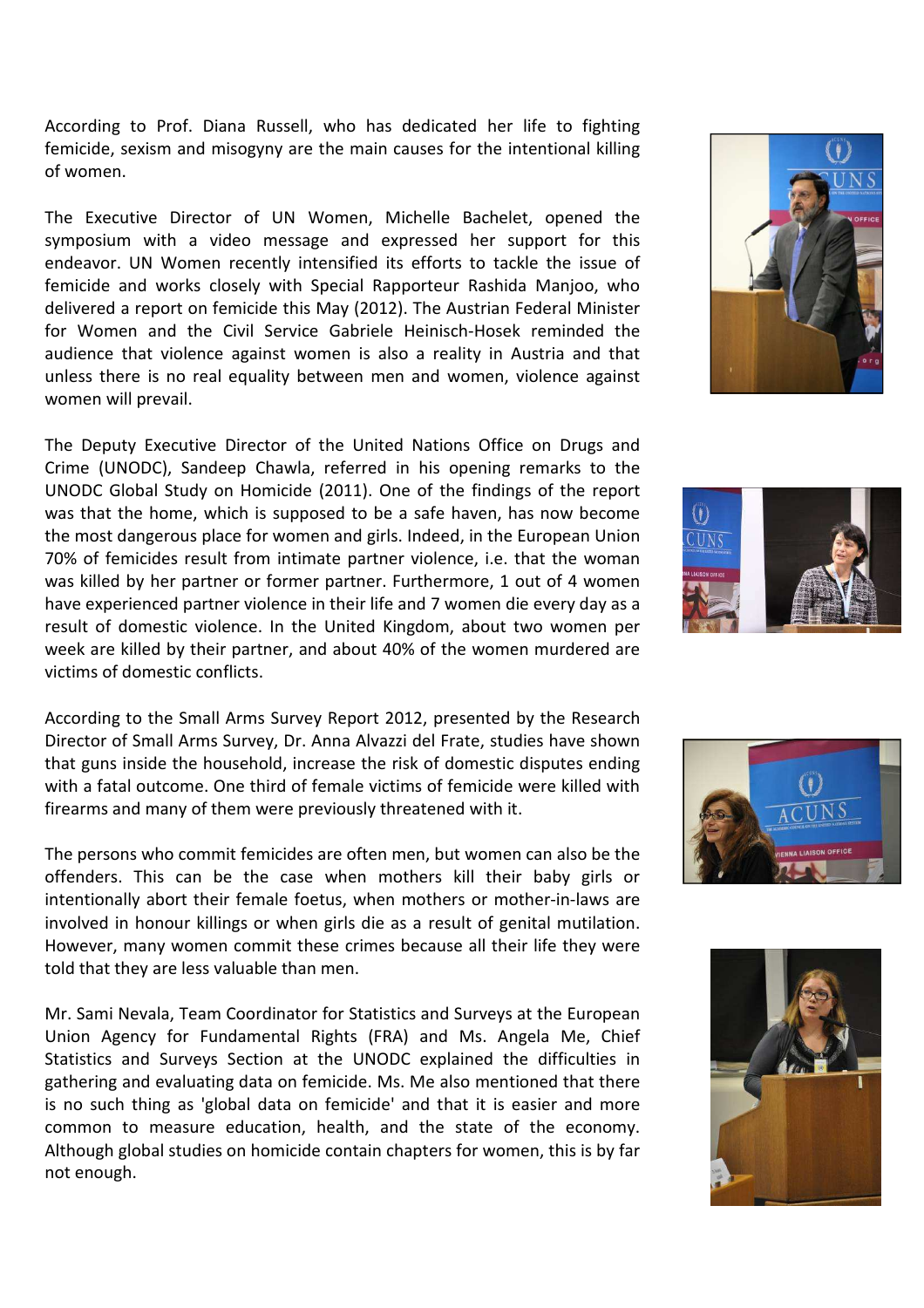According to Prof. Diana Russell, who has dedicated her life to fighting femicide, sexism and misogyny are the main causes for the intentional killing of women.

The Executive Director of UN Women, Michelle Bachelet, opened the symposium with a video message and expressed her support for this endeavor. UN Women recently intensified its efforts to tackle the issue of femicide and works closely with Special Rapporteur Rashida Manjoo, who delivered a report on femicide this May (2012). The Austrian Federal Minister for Women and the Civil Service Gabriele Heinisch-Hosek reminded the audience that violence against women is also a reality in Austria and that unless there is no real equality between men and women, violence against women will prevail.

The Deputy Executive Director of the United Nations Office on Drugs and Crime (UNODC), Sandeep Chawla, referred in his opening remarks to the UNODC Global Study on Homicide (2011). One of the findings of the report was that the home, which is supposed to be a safe haven, has now become the most dangerous place for women and girls. Indeed, in the European Union 70% of femicides result from intimate partner violence, i.e. that the woman was killed by her partner or former partner. Furthermore, 1 out of 4 women have experienced partner violence in their life and 7 women die every day as a result of domestic violence. In the United Kingdom, about two women per week are killed by their partner, and about 40% of the women murdered are victims of domestic conflicts.

According to the Small Arms Survey Report 2012, presented by the Research Director of Small Arms Survey, Dr. Anna Alvazzi del Frate, studies have shown that guns inside the household, increase the risk of domestic disputes ending with a fatal outcome. One third of female victims of femicide were killed with firearms and many of them were previously threatened with it.

The persons who commit femicides are often men, but women can also be the offenders. This can be the case when mothers kill their baby girls or intentionally abort their female foetus, when mothers or mother-in-laws are involved in honour killings or when girls die as a result of genital mutilation. However, many women commit these crimes because all their life they were told that they are less valuable than men.

Mr. Sami Nevala, Team Coordinator for Statistics and Surveys at the European Union Agency for Fundamental Rights (FRA) and Ms. Angela Me, Chief Statistics and Surveys Section at the UNODC explained the difficulties in gathering and evaluating data on femicide. Ms. Me also mentioned that there is no such thing as 'global data on femicide' and that it is easier and more common to measure education, health, and the state of the economy. Although global studies on homicide contain chapters for women, this is by far not enough.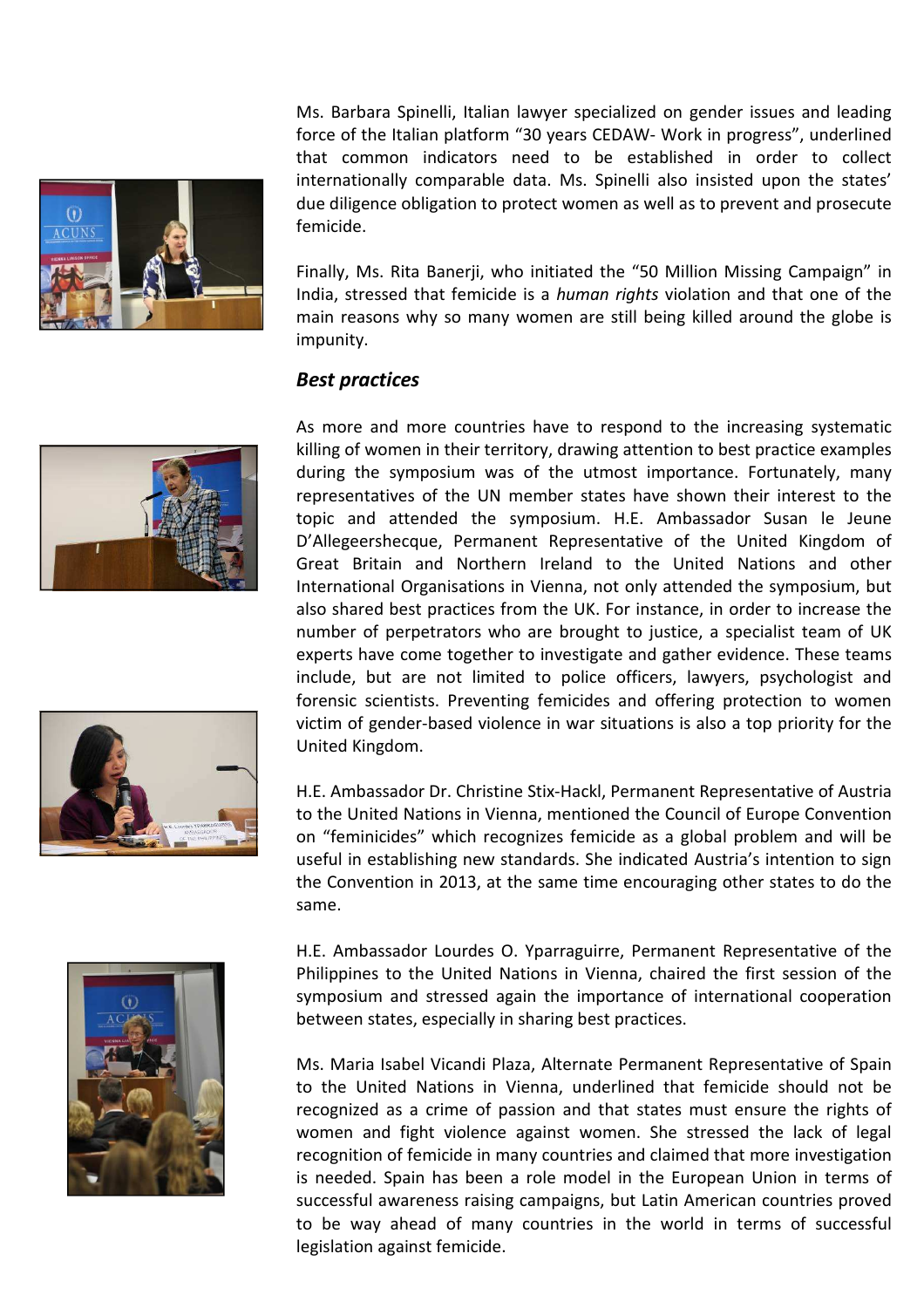Ms. Barbara Spinelli, Italian lawyer specialized on gender issues and leading force of the Italian platform “30 years CEDAW- Work in progress”, underlined that common indicators need to be established in order to collect internationally comparable data. Ms. Spinelli also insisted upon the states’ due diligence obligation to protect women as well as to prevent and prosecute femicide.

Finally, Ms. Rita Banerji, who initiated the “50 Million Missing Campaign” in India, stressed that femicide is a *human rights* violation and that one of the main reasons why so many women are still being killed around the globe is impunity.

### *Best practices*

As more and more countries have to respond to the increasing systematic killing of women in their territory, drawing attention to best practice examples during the symposium was of the utmost importance. Fortunately, many representatives of the UN member states have shown their interest to the topic and attended the symposium. H.E. Ambassador Susan le Jeune D’Allegeershecque, Permanent Representative of the United Kingdom of Great Britain and Northern Ireland to the United Nations and other International Organisations in Vienna, not only attended the symposium, but also shared best practices from the UK. For instance, in order to increase the number of perpetrators who are brought to justice, a specialist team of UK experts have come together to investigate and gather evidence. These teams include, but are not limited to police officers, lawyers, psychologist and forensic scientists. Preventing femicides and offering protection to women victim of gender-based violence in war situations is also a top priority for the United Kingdom.

H.E. Ambassador Dr. Christine Stix-Hackl, Permanent Representative of Austria to the United Nations in Vienna, mentioned the Council of Europe Convention on “feminicides” which recognizes femicide as a global problem and will be useful in establishing new standards. She indicated Austria’s intention to sign the Convention in 2013, at the same time encouraging other states to do the same.

H.E. Ambassador Lourdes O. Yparraguirre, Permanent Representative of the Philippines to the United Nations in Vienna, chaired the first session of the symposium and stressed again the importance of international cooperation between states, especially in sharing best practices.

Ms. Maria Isabel Vicandi Plaza, Alternate Permanent Representative of Spain to the United Nations in Vienna, underlined that femicide should not be recognized as a crime of passion and that states must ensure the rights of women and fight violence against women. She stressed the lack of legal recognition of femicide in many countries and claimed that more investigation is needed. Spain has been a role model in the European Union in terms of successful awareness raising campaigns, but Latin American countries proved to be way ahead of many countries in the world in terms of successful legislation against femicide.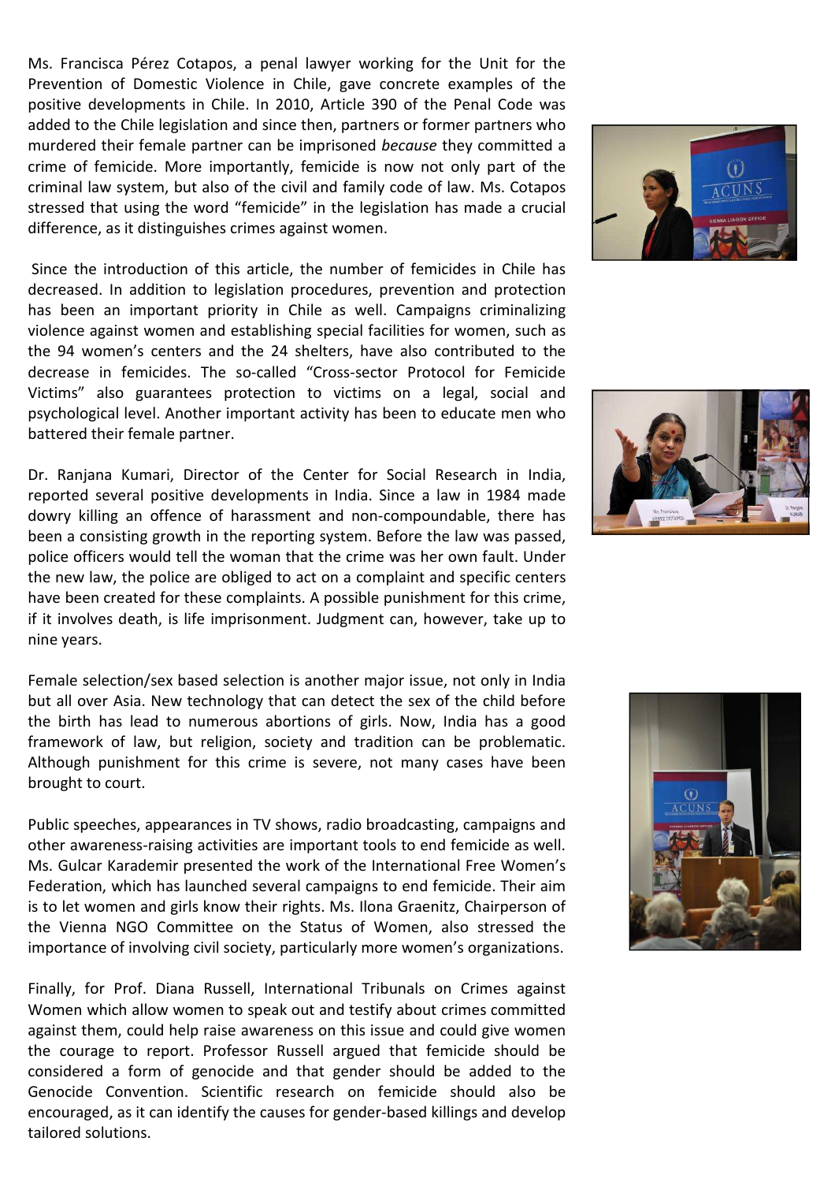Ms. Francisca Pérez Cotapos, a penal lawyer working for the Unit for the Prevention of Domestic Violence in Chile, gave concrete examples of the positive developments in Chile. In 2010, Article 390 of the Penal Code was added to the Chile legislation and since then, partners or former partners who murdered their female partner can be imprisoned *because* they committed a crime of femicide. More importantly, femicide is now not only part of the criminal law system, but also of the civil and family code of law. Ms. Cotapos stressed that using the word "femicide" in the legislation has made a crucial difference, as it distinguishes crimes against women.

Since the introduction of this article, the number of femicides in Chile has decreased. In addition to legislation procedures, prevention and protection has been an important priority in Chile as well. Campaigns criminalizing violence against women and establishing special facilities for women, such as the 94 women's centers and the 24 shelters, have also contributed to the decrease in femicides. The so-called "Cross-sector Protocol for Femicide Victims" also guarantees protection to victims on a legal, social and psychological level. Another important activity has been to educate men who battered their female partner.

Dr. Ranjana Kumari, Director of the Center for Social Research in India, reported several positive developments in India. Since a law in 1984 made dowry killing an offence of harassment and non-compoundable, there has been a consisting growth in the reporting system. Before the law was passed, police officers would tell the woman that the crime was her own fault. Under the new law, the police are obliged to act on a complaint and specific centers have been created for these complaints. A possible punishment for this crime, if it involves death, is life imprisonment. Judgment can, however, take up to nine years.

Female selection/sex based selection is another major issue, not only in India but all over Asia. New technology that can detect the sex of the child before the birth has lead to numerous abortions of girls. Now, India has a good framework of law, but religion, society and tradition can be problematic. Although punishment for this crime is severe, not many cases have been brought to court.

Public speeches, appearances in TV shows, radio broadcasting, campaigns and other awareness-raising activities are important tools to end femicide as well. Ms. Gulcar Karademir presented the work of the International Free Women's Federation, which has launched several campaigns to end femicide. Their aim is to let women and girls know their rights. Ms. Ilona Graenitz, Chairperson of the Vienna NGO Committee on the Status of Women, also stressed the importance of involving civil society, particularly more women's organizations.

Finally, for Prof. Diana Russell, International Tribunals on Crimes against Women which allow women to speak out and testify about crimes committed against them, could help raise awareness on this issue and could give women the courage to report. Professor Russell argued that femicide should be considered a form of genocide and that gender should be added to the Genocide Convention. Scientific research on femicide should also be encouraged, as it can identify the causes for gender-based killings and develop tailored solutions.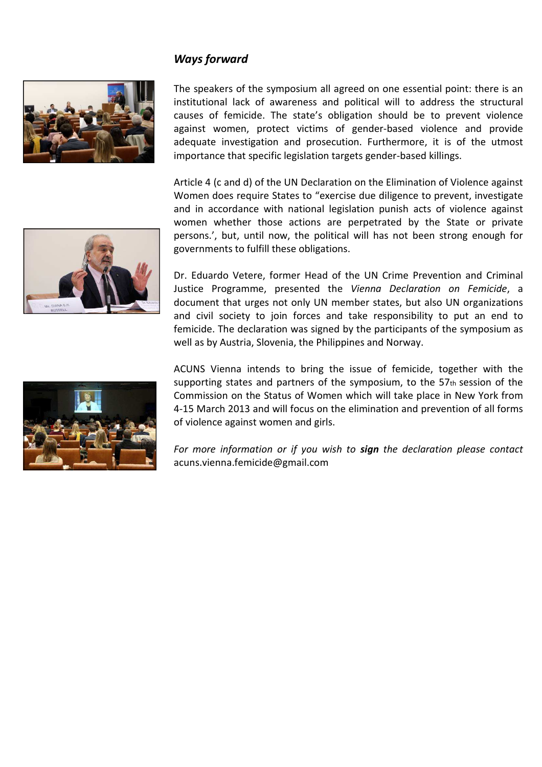### *Ways forward*

The speakers of the symposium all agreed on one essential point: there is an institutional lack of awareness and political will to address the structural causes of femicide. The state's obligation should be to prevent violence against women, protect victims of gender-based violence and provide adequate investigation and prosecution. Furthermore, it is of the utmost importance that specific legislation targets gender-based killings.

Article 4 (c and d) of the UN Declaration on the Elimination of Violence against Women does require States to "exercise due diligence to prevent, investigate and in accordance with national legislation punish acts of violence against women whether those actions are perpetrated by the State or private persons.', but, until now, the political will has not been strong enough for governments to fulfill these obligations.

Dr. Eduardo Vetere, former Head of the UN Crime Prevention and Criminal Justice Programme, presented the *Vienna Declaration on Femicide*, a document that urges not only UN member states, but also UN organizations and civil society to join forces and take responsibility to put an end to femicide. The declaration was signed by the participants of the symposium as well as by Austria, Slovenia, the Philippines and Norway.

ACUNS Vienna intends to bring the issue of femicide, together with the supporting states and partners of the symposium, to the 57th session of the Commission on the Status of Women which will take place in New York from 4-15 March 2013 and will focus on the elimination and prevention of all forms of violence against women and girls.

*For more information or if you wish to* ***sign*** *the declaration please contact* acuns.vienna.femicide@gmail.com